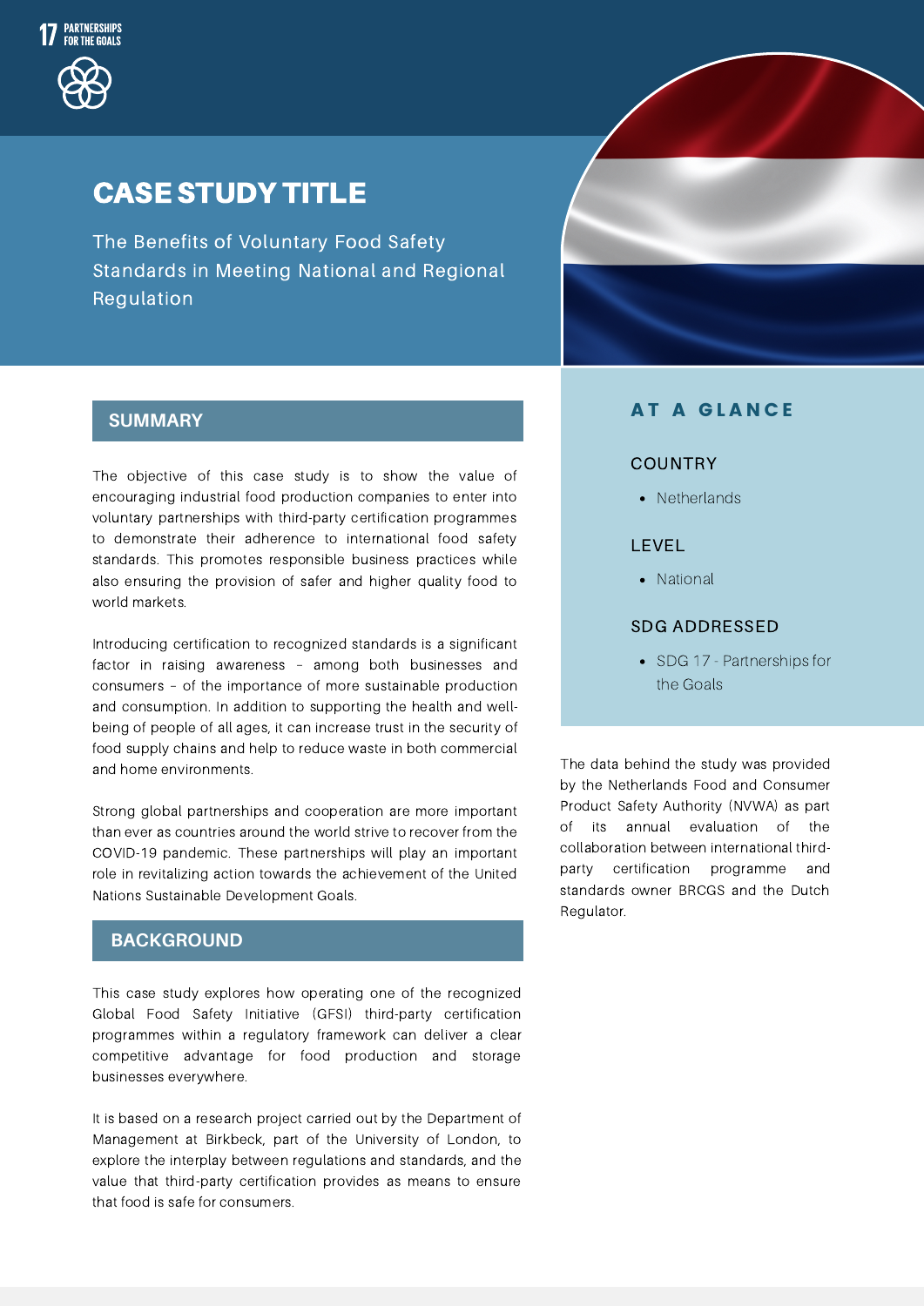17 PARTNERSHIPS FOR THE GOALS

# CASE STUDY TITLE

The Benefits of Voluntary Food Safety Standards in Meeting National and Regional Regulation

## SUMMARY

The objective of this case study is to show the value of encouraging industrial food production companies to enter into voluntary partnerships with third-party certification programmes to demonstrate their adherence to international food safety standards. This promotes responsible business practices while also ensuring the provision of safer and higher quality food to world markets.

Introducing certification to recognized standards is a significant factor in raising awareness – among both businesses and consumers – of the importance of more sustainable production and consumption. In addition to supporting the health and well-being of people of all ages, it can increase trust in the security of food supply chains and help to reduce waste in both commercial and home environments.

Strong global partnerships and cooperation are more important than ever as countries around the world strive to recover from the COVID-19 pandemic. These partnerships will play an important role in revitalizing action towards the achievement of the United Nations Sustainable Development Goals.

## BACKGROUND

This case study explores how operating one of the recognized Global Food Safety Initiative (GFSI) third-party certification programmes within a regulatory framework can deliver a clear competitive advantage for food production and storage businesses everywhere.

It is based on a research project carried out by the Department of Management at Birkbeck, part of the University of London, to explore the interplay between regulations and standards, and the value that third-party certification provides as means to ensure that food is safe for consumers.

## AT A GLANCE

### COUNTRY

- Netherlands

### LEVEL

- National

### SDG ADDRESSED

- SDG 17 - Partnerships for the Goals

The data behind the study was provided by the Netherlands Food and Consumer Product Safety Authority (NVWA) as part of its annual evaluation of the collaboration between international third-party certification programme and standards owner BRCGS and the Dutch Regulator.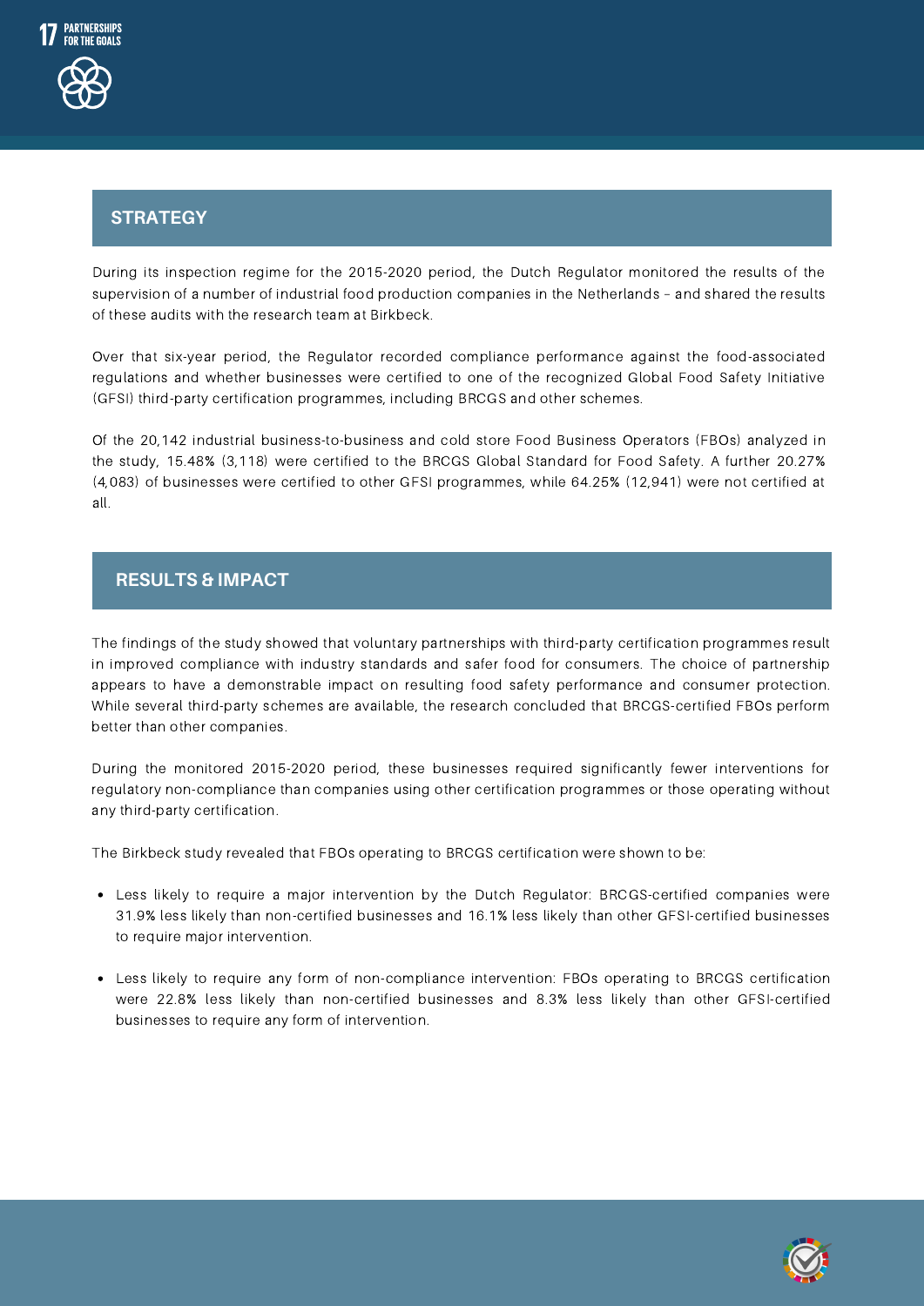## STRATEGY

During its inspection regime for the 2015-2020 period, the Dutch Regulator monitored the results of the supervision of a number of industrial food production companies in the Netherlands – and shared the results of these audits with the research team at Birkbeck.

Over that six-year period, the Regulator recorded compliance performance against the food-associated regulations and whether businesses were certified to one of the recognized Global Food Safety Initiative (GFSI) third-party certification programmes, including BRCGS and other schemes.

Of the 20,142 industrial business-to-business and cold store Food Business Operators (FBOs) analyzed in the study, 15.48% (3,118) were certified to the BRCGS Global Standard for Food Safety. A further 20.27% (4,083) of businesses were certified to other GFSI programmes, while 64.25% (12,941) were not certified at all.

## RESULTS & IMPACT

The findings of the study showed that voluntary partnerships with third-party certification programmes result in improved compliance with industry standards and safer food for consumers. The choice of partnership appears to have a demonstrable impact on resulting food safety performance and consumer protection. While several third-party schemes are available, the research concluded that BRCGS-certified FBOs perform better than other companies.

During the monitored 2015-2020 period, these businesses required significantly fewer interventions for regulatory non-compliance than companies using other certification programmes or those operating without any third-party certification.

The Birkbeck study revealed that FBOs operating to BRCGS certification were shown to be:

- Less likely to require a major intervention by the Dutch Regulator: BRCGS-certified companies were 31.9% less likely than non-certified businesses and 16.1% less likely than other GFSI-certified businesses to require major intervention.
- Less likely to require any form of non-compliance intervention: FBOs operating to BRCGS certification were 22.8% less likely than non-certified businesses and 8.3% less likely than other GFSI-certified businesses to require any form of intervention.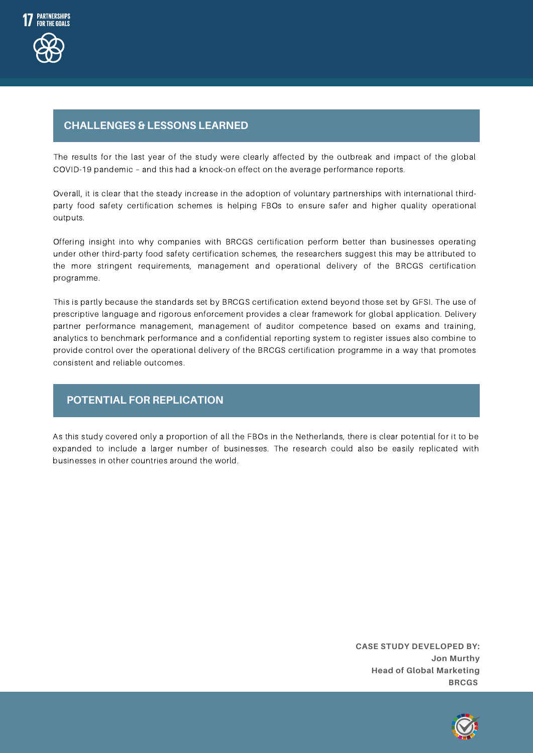## CHALLENGES & LESSONS LEARNED

The results for the last year of the study were clearly affected by the outbreak and impact of the global COVID-19 pandemic – and this had a knock-on effect on the average performance reports.

Overall, it is clear that the steady increase in the adoption of voluntary partnerships with international third-party food safety certification schemes is helping FBOs to ensure safer and higher quality operational outputs.

Offering insight into why companies with BRCGS certification perform better than businesses operating under other third-party food safety certification schemes, the researchers suggest this may be attributed to the more stringent requirements, management and operational delivery of the BRCGS certification programme.

This is partly because the standards set by BRCGS certification extend beyond those set by GFSI. The use of prescriptive language and rigorous enforcement provides a clear framework for global application. Delivery partner performance management, management of auditor competence based on exams and training, analytics to benchmark performance and a confidential reporting system to register issues also combine to provide control over the operational delivery of the BRCGS certification programme in a way that promotes consistent and reliable outcomes.

## POTENTIAL FOR REPLICATION

As this study covered only a proportion of all the FBOs in the Netherlands, there is clear potential for it to be expanded to include a larger number of businesses. The research could also be easily replicated with businesses in other countries around the world.

**CASE STUDY DEVELOPED BY:**
**Jon Murthy**
**Head of Global Marketing**
**BRCGS**